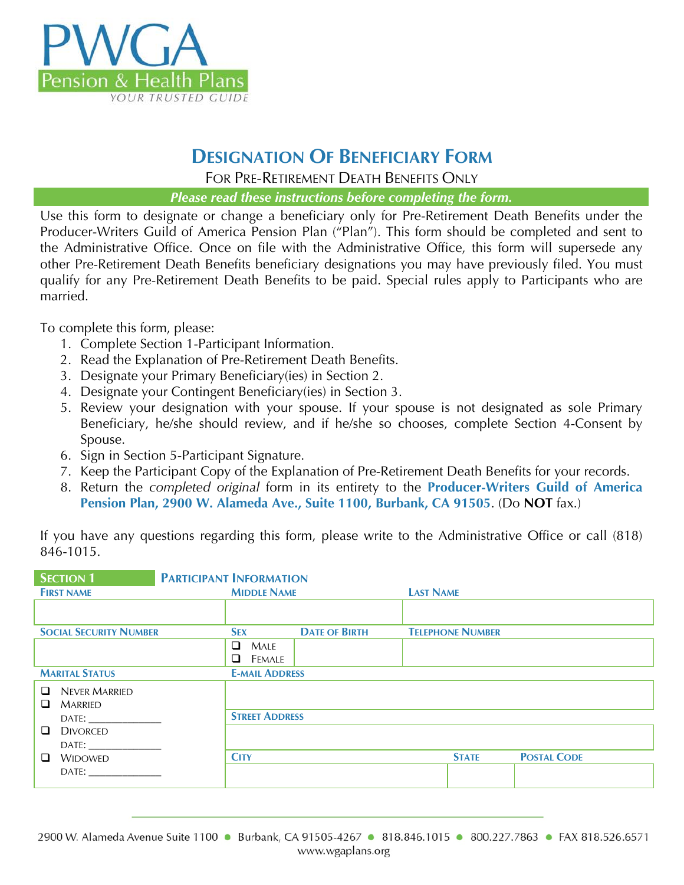PWGA
Pension & Health Plans
YOUR TRUSTED GUIDE

# DESIGNATION OF BENEFICIARY FORM

FOR PRE-RETIREMENT DEATH BENEFITS ONLY

***Please read these instructions before completing the form.***

Use this form to designate or change a beneficiary only for Pre-Retirement Death Benefits under the Producer-Writers Guild of America Pension Plan ("Plan"). This form should be completed and sent to the Administrative Office. Once on file with the Administrative Office, this form will supersede any other Pre-Retirement Death Benefits beneficiary designations you may have previously filed. You must qualify for any Pre-Retirement Death Benefits to be paid. Special rules apply to Participants who are married.

To complete this form, please:

1. Complete Section 1-Participant Information.
2. Read the Explanation of Pre-Retirement Death Benefits.
3. Designate your Primary Beneficiary(ies) in Section 2.
4. Designate your Contingent Beneficiary(ies) in Section 3.
5. Review your designation with your spouse. If your spouse is not designated as sole Primary Beneficiary, he/she should review, and if he/she so chooses, complete Section 4-Consent by Spouse.
6. Sign in Section 5-Participant Signature.
7. Keep the Participant Copy of the Explanation of Pre-Retirement Death Benefits for your records.
8. Return the *completed original* form in its entirety to the **Producer-Writers Guild of America Pension Plan, 2900 W. Alameda Ave., Suite 1100, Burbank, CA 91505**. (Do **NOT** fax.)

If you have any questions regarding this form, please write to the Administrative Office or call (818) 846-1015.

## SECTION 1 PARTICIPANT INFORMATION

| FIRST NAME | MIDDLE NAME | | LAST NAME | | |
|---|---|---|---|---|---|
| | | | | | |
| SOCIAL SECURITY NUMBER | SEX | DATE OF BIRTH | TELEPHONE NUMBER | | |
| | ❑ MALE<br>❑ FEMALE | | | | |
| MARITAL STATUS | E-MAIL ADDRESS | | | | |
| ❑ NEVER MARRIED<br>❑ MARRIED<br>DATE: ____________<br>❑ DIVORCED<br>DATE: ____________<br>❑ WIDOWED<br>DATE: ____________ | | | | | |
| | STREET ADDRESS | | | | |
| | | | | | |
| | CITY | | | STATE | POSTAL CODE |
| | | | | | |

2900 W. Alameda Avenue Suite 1100 • Burbank, CA 91505-4267 • 818.846.1015 • 800.227.7863 • FAX 818.526.6571
www.wgaplans.org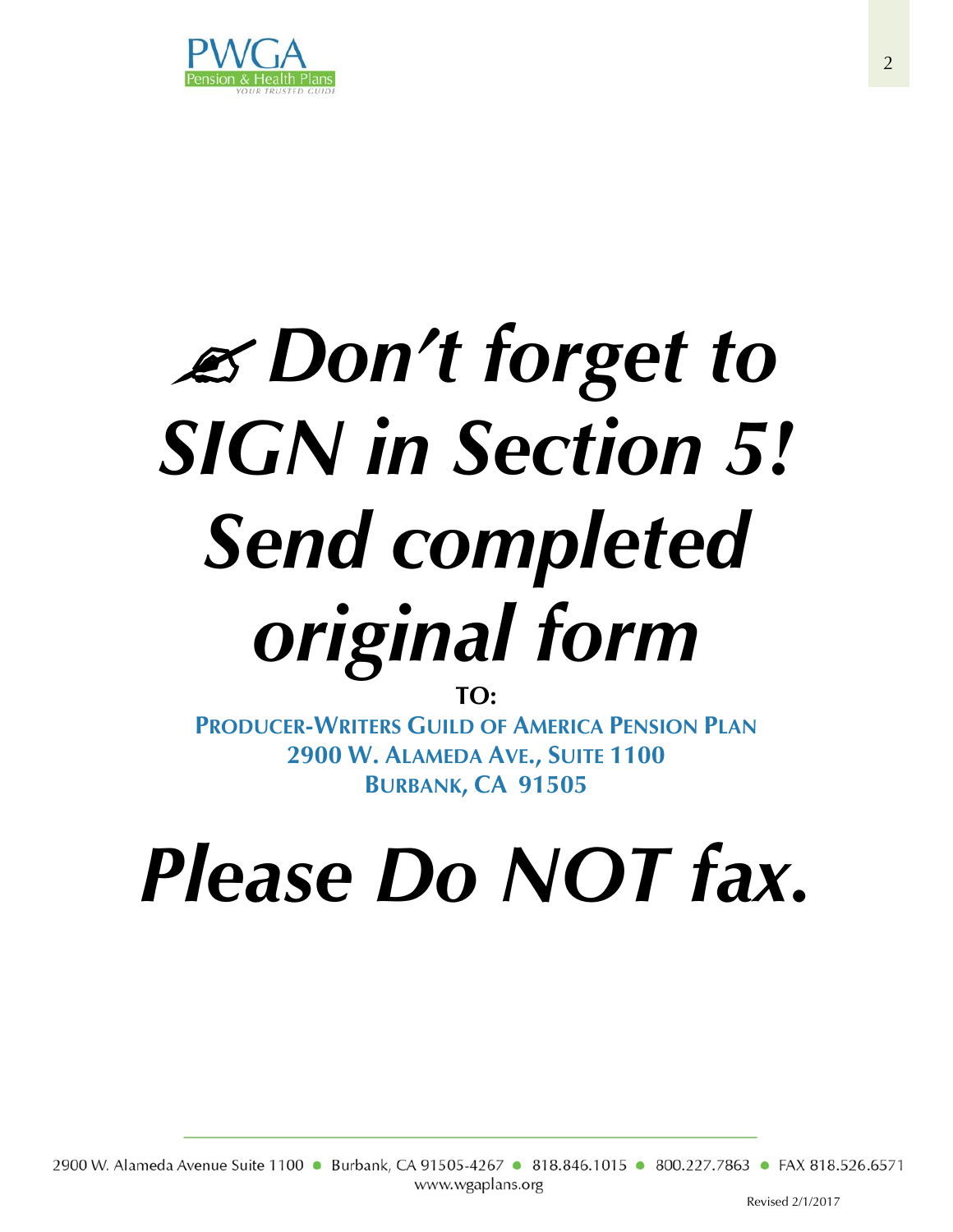# ✍ *Don't forget to SIGN in Section 5! Send completed original form*

**TO:**

**PRODUCER-WRITERS GUILD OF AMERICA PENSION PLAN**
**2900 W. ALAMEDA AVE., SUITE 1100**
**BURBANK, CA 91505**

# *Please Do NOT fax.*

2900 W. Alameda Avenue Suite 1100 • Burbank, CA 91505-4267 • 818.846.1015 • 800.227.7863 • FAX 818.526.6571
www.wgaplans.org

Revised 2/1/2017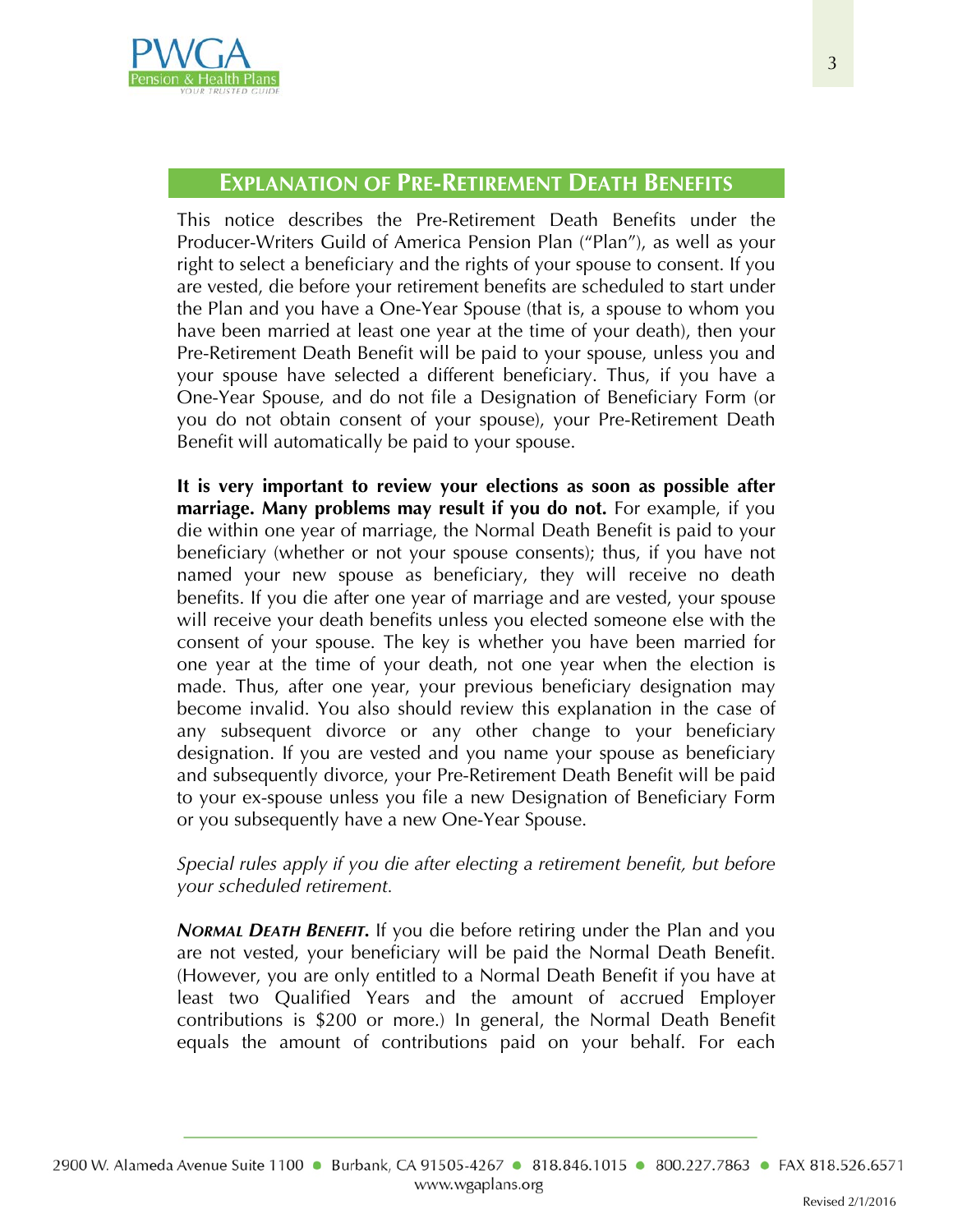## Explanation of Pre-Retirement Death Benefits

This notice describes the Pre-Retirement Death Benefits under the Producer-Writers Guild of America Pension Plan ("Plan"), as well as your right to select a beneficiary and the rights of your spouse to consent. If you are vested, die before your retirement benefits are scheduled to start under the Plan and you have a One-Year Spouse (that is, a spouse to whom you have been married at least one year at the time of your death), then your Pre-Retirement Death Benefit will be paid to your spouse, unless you and your spouse have selected a different beneficiary. Thus, if you have a One-Year Spouse, and do not file a Designation of Beneficiary Form (or you do not obtain consent of your spouse), your Pre-Retirement Death Benefit will automatically be paid to your spouse.

**It is very important to review your elections as soon as possible after marriage. Many problems may result if you do not.** For example, if you die within one year of marriage, the Normal Death Benefit is paid to your beneficiary (whether or not your spouse consents); thus, if you have not named your new spouse as beneficiary, they will receive no death benefits. If you die after one year of marriage and are vested, your spouse will receive your death benefits unless you elected someone else with the consent of your spouse. The key is whether you have been married for one year at the time of your death, not one year when the election is made. Thus, after one year, your previous beneficiary designation may become invalid. You also should review this explanation in the case of any subsequent divorce or any other change to your beneficiary designation. If you are vested and you name your spouse as beneficiary and subsequently divorce, your Pre-Retirement Death Benefit will be paid to your ex-spouse unless you file a new Designation of Beneficiary Form or you subsequently have a new One-Year Spouse.

*Special rules apply if you die after electing a retirement benefit, but before your scheduled retirement.*

***Normal Death Benefit.*** If you die before retiring under the Plan and you are not vested, your beneficiary will be paid the Normal Death Benefit. (However, you are only entitled to a Normal Death Benefit if you have at least two Qualified Years and the amount of accrued Employer contributions is $200 or more.) In general, the Normal Death Benefit equals the amount of contributions paid on your behalf. For each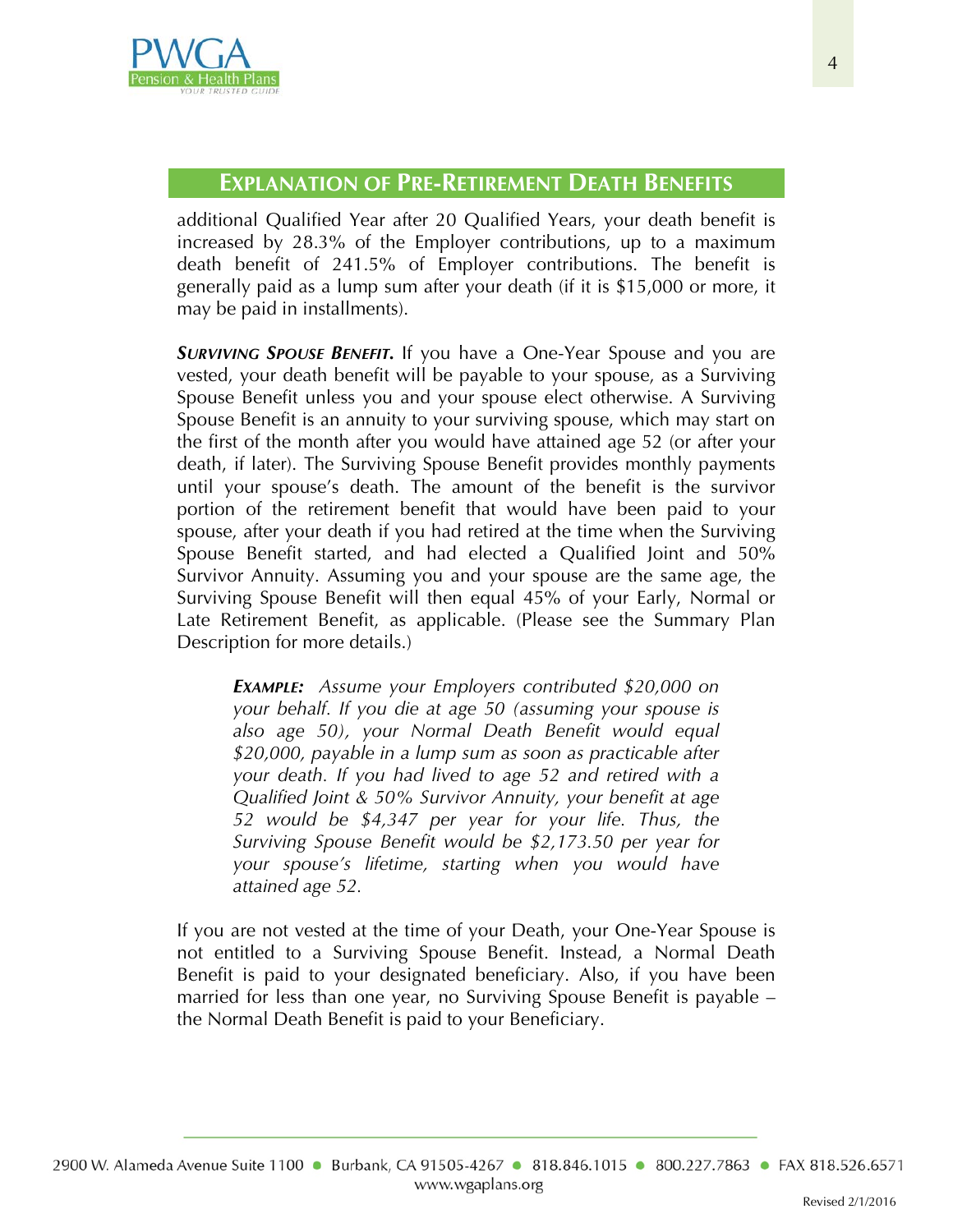## Explanation of Pre-Retirement Death Benefits

additional Qualified Year after 20 Qualified Years, your death benefit is increased by 28.3% of the Employer contributions, up to a maximum death benefit of 241.5% of Employer contributions. The benefit is generally paid as a lump sum after your death (if it is $15,000 or more, it may be paid in installments).

***Surviving Spouse Benefit.*** If you have a One-Year Spouse and you are vested, your death benefit will be payable to your spouse, as a Surviving Spouse Benefit unless you and your spouse elect otherwise. A Surviving Spouse Benefit is an annuity to your surviving spouse, which may start on the first of the month after you would have attained age 52 (or after your death, if later). The Surviving Spouse Benefit provides monthly payments until your spouse's death. The amount of the benefit is the survivor portion of the retirement benefit that would have been paid to your spouse, after your death if you had retired at the time when the Surviving Spouse Benefit started, and had elected a Qualified Joint and 50% Survivor Annuity. Assuming you and your spouse are the same age, the Surviving Spouse Benefit will then equal 45% of your Early, Normal or Late Retirement Benefit, as applicable. (Please see the Summary Plan Description for more details.)

> ***Example:*** *Assume your Employers contributed $20,000 on your behalf. If you die at age 50 (assuming your spouse is also age 50), your Normal Death Benefit would equal $20,000, payable in a lump sum as soon as practicable after your death. If you had lived to age 52 and retired with a Qualified Joint & 50% Survivor Annuity, your benefit at age 52 would be $4,347 per year for your life. Thus, the Surviving Spouse Benefit would be $2,173.50 per year for your spouse's lifetime, starting when you would have attained age 52.*

If you are not vested at the time of your Death, your One-Year Spouse is not entitled to a Surviving Spouse Benefit. Instead, a Normal Death Benefit is paid to your designated beneficiary. Also, if you have been married for less than one year, no Surviving Spouse Benefit is payable – the Normal Death Benefit is paid to your Beneficiary.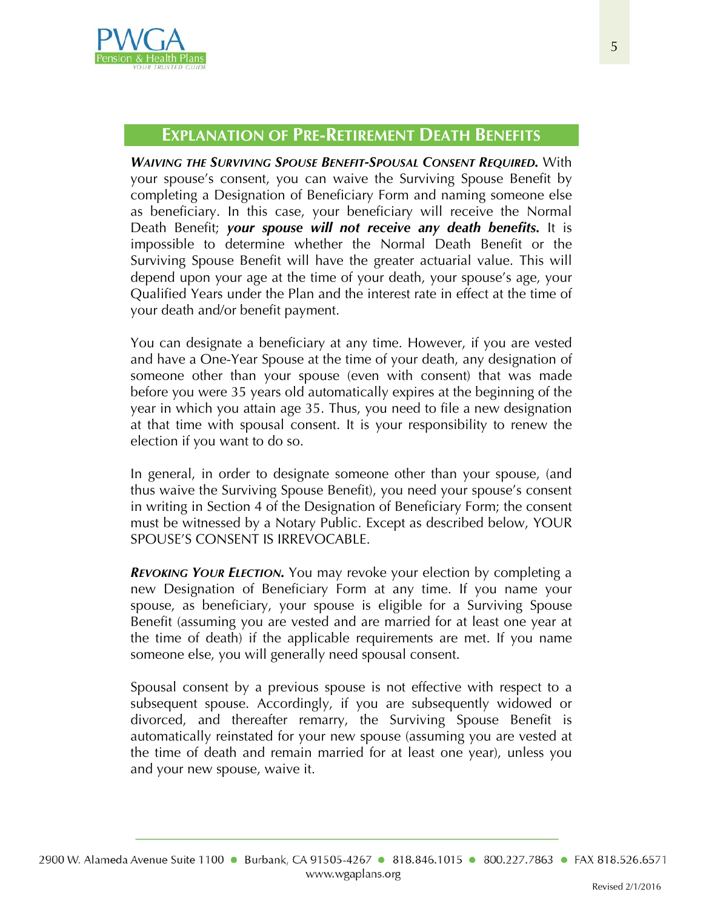## Explanation of Pre-Retirement Death Benefits

***Waiving the Surviving Spouse Benefit-Spousal Consent Required.*** With your spouse's consent, you can waive the Surviving Spouse Benefit by completing a Designation of Beneficiary Form and naming someone else as beneficiary. In this case, your beneficiary will receive the Normal Death Benefit; ***your spouse will not receive any death benefits.*** It is impossible to determine whether the Normal Death Benefit or the Surviving Spouse Benefit will have the greater actuarial value. This will depend upon your age at the time of your death, your spouse's age, your Qualified Years under the Plan and the interest rate in effect at the time of your death and/or benefit payment.

You can designate a beneficiary at any time. However, if you are vested and have a One-Year Spouse at the time of your death, any designation of someone other than your spouse (even with consent) that was made before you were 35 years old automatically expires at the beginning of the year in which you attain age 35. Thus, you need to file a new designation at that time with spousal consent. It is your responsibility to renew the election if you want to do so.

In general, in order to designate someone other than your spouse, (and thus waive the Surviving Spouse Benefit), you need your spouse's consent in writing in Section 4 of the Designation of Beneficiary Form; the consent must be witnessed by a Notary Public. Except as described below, YOUR SPOUSE'S CONSENT IS IRREVOCABLE.

***Revoking Your Election.*** You may revoke your election by completing a new Designation of Beneficiary Form at any time. If you name your spouse, as beneficiary, your spouse is eligible for a Surviving Spouse Benefit (assuming you are vested and are married for at least one year at the time of death) if the applicable requirements are met. If you name someone else, you will generally need spousal consent.

Spousal consent by a previous spouse is not effective with respect to a subsequent spouse. Accordingly, if you are subsequently widowed or divorced, and thereafter remarry, the Surviving Spouse Benefit is automatically reinstated for your new spouse (assuming you are vested at the time of death and remain married for at least one year), unless you and your new spouse, waive it.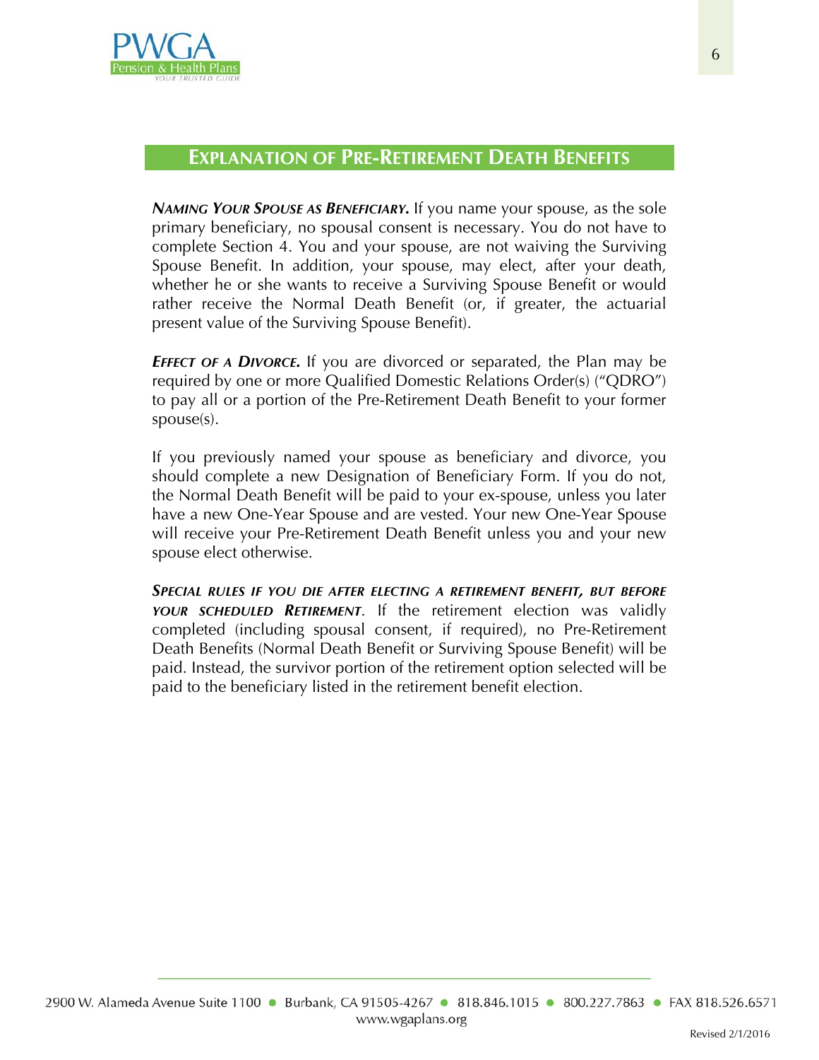## EXPLANATION OF PRE-RETIREMENT DEATH BENEFITS

***NAMING YOUR SPOUSE AS BENEFICIARY.*** If you name your spouse, as the sole primary beneficiary, no spousal consent is necessary. You do not have to complete Section 4. You and your spouse, are not waiving the Surviving Spouse Benefit. In addition, your spouse, may elect, after your death, whether he or she wants to receive a Surviving Spouse Benefit or would rather receive the Normal Death Benefit (or, if greater, the actuarial present value of the Surviving Spouse Benefit).

***EFFECT OF A DIVORCE.*** If you are divorced or separated, the Plan may be required by one or more Qualified Domestic Relations Order(s) ("QDRO") to pay all or a portion of the Pre-Retirement Death Benefit to your former spouse(s).

If you previously named your spouse as beneficiary and divorce, you should complete a new Designation of Beneficiary Form. If you do not, the Normal Death Benefit will be paid to your ex-spouse, unless you later have a new One-Year Spouse and are vested. Your new One-Year Spouse will receive your Pre-Retirement Death Benefit unless you and your new spouse elect otherwise.

***SPECIAL RULES IF YOU DIE AFTER ELECTING A RETIREMENT BENEFIT, BUT BEFORE YOUR SCHEDULED RETIREMENT.*** If the retirement election was validly completed (including spousal consent, if required), no Pre-Retirement Death Benefits (Normal Death Benefit or Surviving Spouse Benefit) will be paid. Instead, the survivor portion of the retirement option selected will be paid to the beneficiary listed in the retirement benefit election.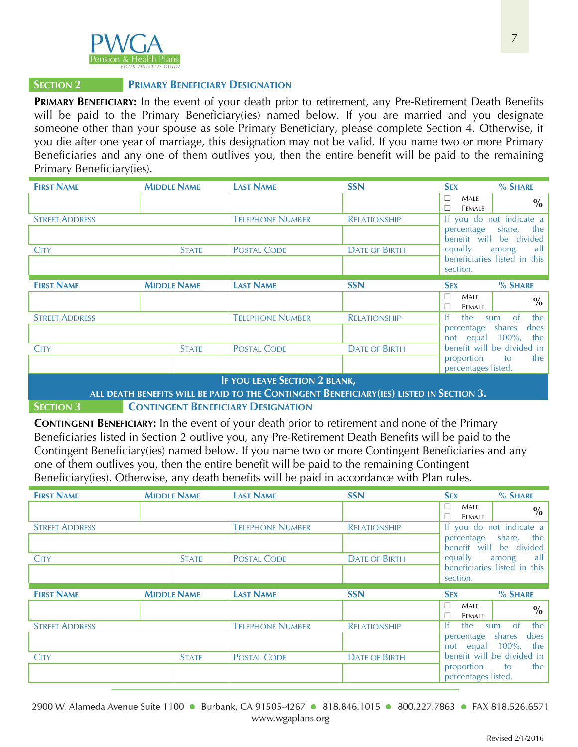## SECTION 2 — PRIMARY BENEFICIARY DESIGNATION

**PRIMARY BENEFICIARY:** In the event of your death prior to retirement, any Pre-Retirement Death Benefits will be paid to the Primary Beneficiary(ies) named below. If you are married and you designate someone other than your spouse as sole Primary Beneficiary, please complete Section 4. Otherwise, if you die after one year of marriage, this designation may not be valid. If you name two or more Primary Beneficiaries and any one of them outlives you, then the entire benefit will be paid to the remaining Primary Beneficiary(ies).

| FIRST NAME | MIDDLE NAME | LAST NAME | SSN | SEX | % SHARE |
|---|---|---|---|---|---|
| | | | | ☐ MALE ☐ FEMALE | % |
| STREET ADDRESS | | TELEPHONE NUMBER | RELATIONSHIP | If you do not indicate a percentage share, the benefit will be divided equally among all beneficiaries listed in this section. | |
| | | | | | |
| CITY | STATE | POSTAL CODE | DATE OF BIRTH | | |
| | | | | | |

| FIRST NAME | MIDDLE NAME | LAST NAME | SSN | SEX | % SHARE |
|---|---|---|---|---|---|
| | | | | ☐ MALE ☐ FEMALE | % |
| STREET ADDRESS | | TELEPHONE NUMBER | RELATIONSHIP | If the sum of the percentage shares does not equal 100%, the benefit will be divided in proportion to the percentages listed. | |
| | | | | | |
| CITY | STATE | POSTAL CODE | DATE OF BIRTH | | |
| | | | | | |

**IF YOU LEAVE SECTION 2 BLANK, ALL DEATH BENEFITS WILL BE PAID TO THE CONTINGENT BENEFICIARY(IES) LISTED IN SECTION 3.**

## SECTION 3 — CONTINGENT BENEFICIARY DESIGNATION

**CONTINGENT BENEFICIARY:** In the event of your death prior to retirement and none of the Primary Beneficiaries listed in Section 2 outlive you, any Pre-Retirement Death Benefits will be paid to the Contingent Beneficiary(ies) named below. If you name two or more Contingent Beneficiaries and any one of them outlives you, then the entire benefit will be paid to the remaining Contingent Beneficiary(ies). Otherwise, any death benefits will be paid in accordance with Plan rules.

| FIRST NAME | MIDDLE NAME | LAST NAME | SSN | SEX | % SHARE |
|---|---|---|---|---|---|
| | | | | ☐ MALE ☐ FEMALE | % |
| STREET ADDRESS | | TELEPHONE NUMBER | RELATIONSHIP | If you do not indicate a percentage share, the benefit will be divided equally among all beneficiaries listed in this section. | |
| | | | | | |
| CITY | STATE | POSTAL CODE | DATE OF BIRTH | | |
| | | | | | |

| FIRST NAME | MIDDLE NAME | LAST NAME | SSN | SEX | % SHARE |
|---|---|---|---|---|---|
| | | | | ☐ MALE ☐ FEMALE | % |
| STREET ADDRESS | | TELEPHONE NUMBER | RELATIONSHIP | If the sum of the percentage shares does not equal 100%, the benefit will be divided in proportion to the percentages listed. | |
| | | | | | |
| CITY | STATE | POSTAL CODE | DATE OF BIRTH | | |
| | | | | | |

2900 W. Alameda Avenue Suite 1100 • Burbank, CA 91505-4267 • 818.846.1015 • 800.227.7863 • FAX 818.526.6571
www.wgaplans.org

Revised 2/1/2016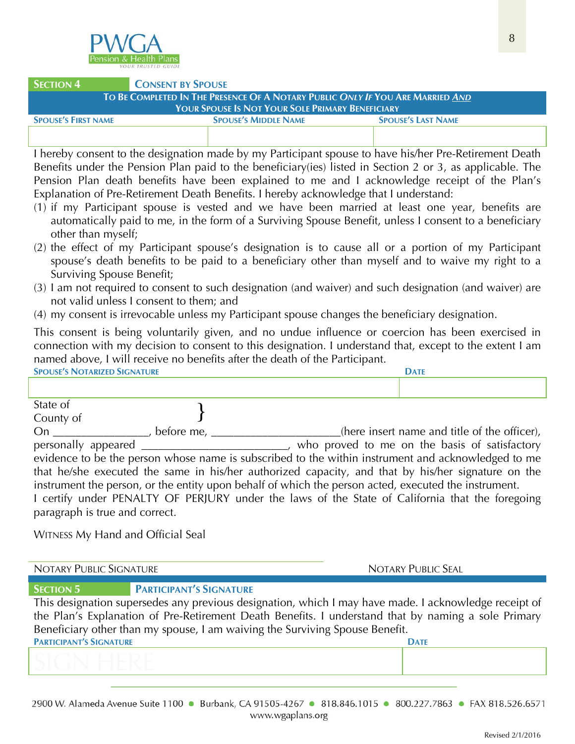PWGA
Pension & Health Plans
YOUR TRUSTED GUIDE

## SECTION 4 CONSENT BY SPOUSE

**TO BE COMPLETED IN THE PRESENCE OF A NOTARY PUBLIC *ONLY IF* YOU ARE MARRIED *AND* YOUR SPOUSE IS NOT YOUR SOLE PRIMARY BENEFICIARY**

| SPOUSE'S FIRST NAME | SPOUSE'S MIDDLE NAME | SPOUSE'S LAST NAME |
|---|---|---|
| | | |

I hereby consent to the designation made by my Participant spouse to have his/her Pre-Retirement Death Benefits under the Pension Plan paid to the beneficiary(ies) listed in Section 2 or 3, as applicable. The Pension Plan death benefits have been explained to me and I acknowledge receipt of the Plan's Explanation of Pre-Retirement Death Benefits. I hereby acknowledge that I understand:

(1) if my Participant spouse is vested and we have been married at least one year, benefits are automatically paid to me, in the form of a Surviving Spouse Benefit, unless I consent to a beneficiary other than myself;

(2) the effect of my Participant spouse's designation is to cause all or a portion of my Participant spouse's death benefits to be paid to a beneficiary other than myself and to waive my right to a Surviving Spouse Benefit;

(3) I am not required to consent to such designation (and waiver) and such designation (and waiver) are not valid unless I consent to them; and

(4) my consent is irrevocable unless my Participant spouse changes the beneficiary designation.

This consent is being voluntarily given, and no undue influence or coercion has been exercised in connection with my decision to consent to this designation. I understand that, except to the extent I am named above, I will receive no benefits after the death of the Participant.

| SPOUSE'S NOTARIZED SIGNATURE | DATE |
|---|---|
| | |

State of
County of }

On ________________, before me, ______________________(here insert name and title of the officer), personally appeared _________________________, who proved to me on the basis of satisfactory evidence to be the person whose name is subscribed to the within instrument and acknowledged to me that he/she executed the same in his/her authorized capacity, and that by his/her signature on the instrument the person, or the entity upon behalf of which the person acted, executed the instrument.

I certify under PENALTY OF PERJURY under the laws of the State of California that the foregoing paragraph is true and correct.

WITNESS My Hand and Official Seal

NOTARY PUBLIC SIGNATURE NOTARY PUBLIC SEAL

## SECTION 5 PARTICIPANT'S SIGNATURE

This designation supersedes any previous designation, which I may have made. I acknowledge receipt of the Plan's Explanation of Pre-Retirement Death Benefits. I understand that by naming a sole Primary Beneficiary other than my spouse, I am waiving the Surviving Spouse Benefit.

| PARTICIPANT'S SIGNATURE | DATE |
|---|---|
| SIGN HERE | |

2900 W. Alameda Avenue Suite 1100 • Burbank, CA 91505-4267 • 818.846.1015 • 800.227.7863 • FAX 818.526.6571
www.wgaplans.org

Revised 2/1/2016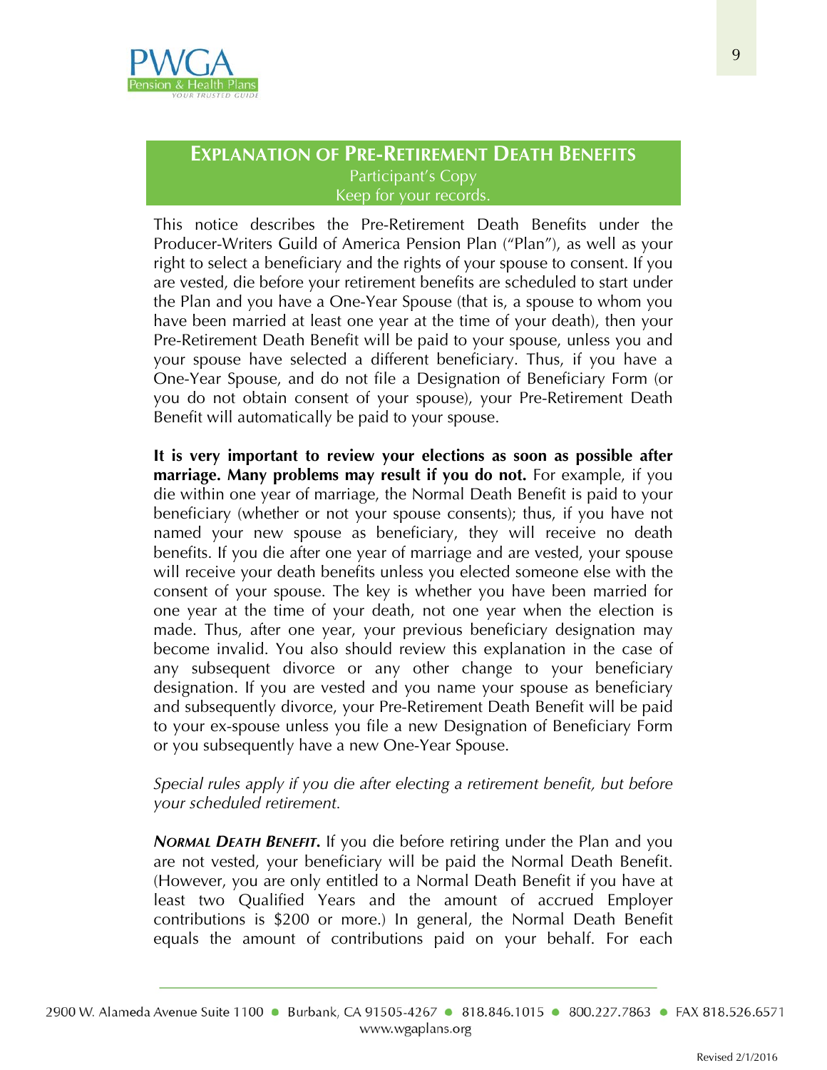## Explanation of Pre-Retirement Death Benefits

Participant's Copy
Keep for your records.

This notice describes the Pre-Retirement Death Benefits under the Producer-Writers Guild of America Pension Plan ("Plan"), as well as your right to select a beneficiary and the rights of your spouse to consent. If you are vested, die before your retirement benefits are scheduled to start under the Plan and you have a One-Year Spouse (that is, a spouse to whom you have been married at least one year at the time of your death), then your Pre-Retirement Death Benefit will be paid to your spouse, unless you and your spouse have selected a different beneficiary. Thus, if you have a One-Year Spouse, and do not file a Designation of Beneficiary Form (or you do not obtain consent of your spouse), your Pre-Retirement Death Benefit will automatically be paid to your spouse.

**It is very important to review your elections as soon as possible after marriage. Many problems may result if you do not.** For example, if you die within one year of marriage, the Normal Death Benefit is paid to your beneficiary (whether or not your spouse consents); thus, if you have not named your new spouse as beneficiary, they will receive no death benefits. If you die after one year of marriage and are vested, your spouse will receive your death benefits unless you elected someone else with the consent of your spouse. The key is whether you have been married for one year at the time of your death, not one year when the election is made. Thus, after one year, your previous beneficiary designation may become invalid. You also should review this explanation in the case of any subsequent divorce or any other change to your beneficiary designation. If you are vested and you name your spouse as beneficiary and subsequently divorce, your Pre-Retirement Death Benefit will be paid to your ex-spouse unless you file a new Designation of Beneficiary Form or you subsequently have a new One-Year Spouse.

*Special rules apply if you die after electing a retirement benefit, but before your scheduled retirement.*

***Normal Death Benefit.*** If you die before retiring under the Plan and you are not vested, your beneficiary will be paid the Normal Death Benefit. (However, you are only entitled to a Normal Death Benefit if you have at least two Qualified Years and the amount of accrued Employer contributions is $200 or more.) In general, the Normal Death Benefit equals the amount of contributions paid on your behalf. For each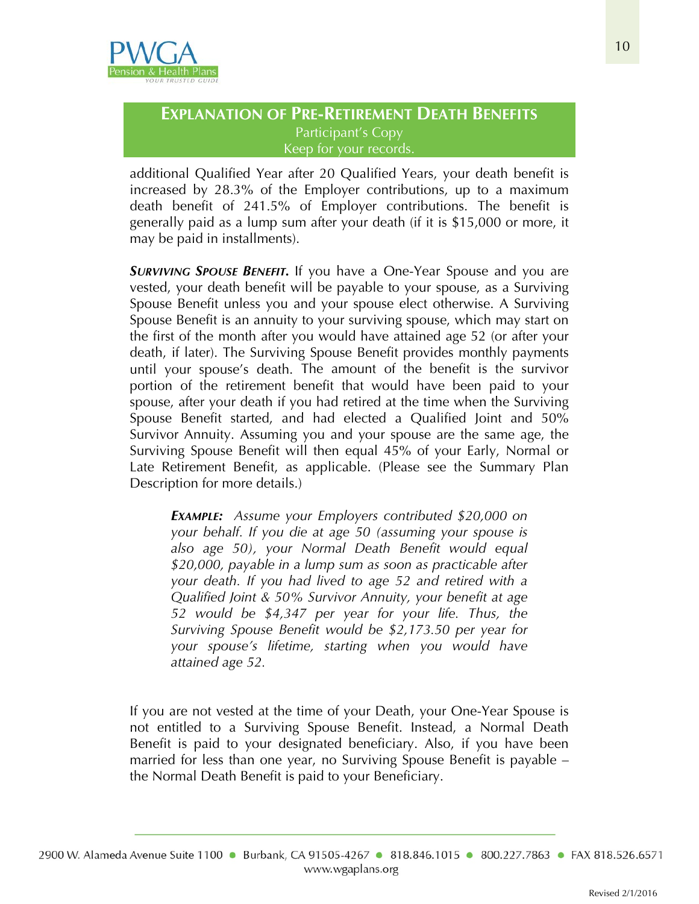## EXPLANATION OF PRE-RETIREMENT DEATH BENEFITS

Participant's Copy
Keep for your records.

additional Qualified Year after 20 Qualified Years, your death benefit is increased by 28.3% of the Employer contributions, up to a maximum death benefit of 241.5% of Employer contributions. The benefit is generally paid as a lump sum after your death (if it is $15,000 or more, it may be paid in installments).

***SURVIVING SPOUSE BENEFIT.*** If you have a One-Year Spouse and you are vested, your death benefit will be payable to your spouse, as a Surviving Spouse Benefit unless you and your spouse elect otherwise. A Surviving Spouse Benefit is an annuity to your surviving spouse, which may start on the first of the month after you would have attained age 52 (or after your death, if later). The Surviving Spouse Benefit provides monthly payments until your spouse's death. The amount of the benefit is the survivor portion of the retirement benefit that would have been paid to your spouse, after your death if you had retired at the time when the Surviving Spouse Benefit started, and had elected a Qualified Joint and 50% Survivor Annuity. Assuming you and your spouse are the same age, the Surviving Spouse Benefit will then equal 45% of your Early, Normal or Late Retirement Benefit, as applicable. (Please see the Summary Plan Description for more details.)

> ***EXAMPLE:*** *Assume your Employers contributed $20,000 on your behalf. If you die at age 50 (assuming your spouse is also age 50), your Normal Death Benefit would equal $20,000, payable in a lump sum as soon as practicable after your death. If you had lived to age 52 and retired with a Qualified Joint & 50% Survivor Annuity, your benefit at age 52 would be $4,347 per year for your life. Thus, the Surviving Spouse Benefit would be $2,173.50 per year for your spouse's lifetime, starting when you would have attained age 52.*

If you are not vested at the time of your Death, your One-Year Spouse is not entitled to a Surviving Spouse Benefit. Instead, a Normal Death Benefit is paid to your designated beneficiary. Also, if you have been married for less than one year, no Surviving Spouse Benefit is payable – the Normal Death Benefit is paid to your Beneficiary.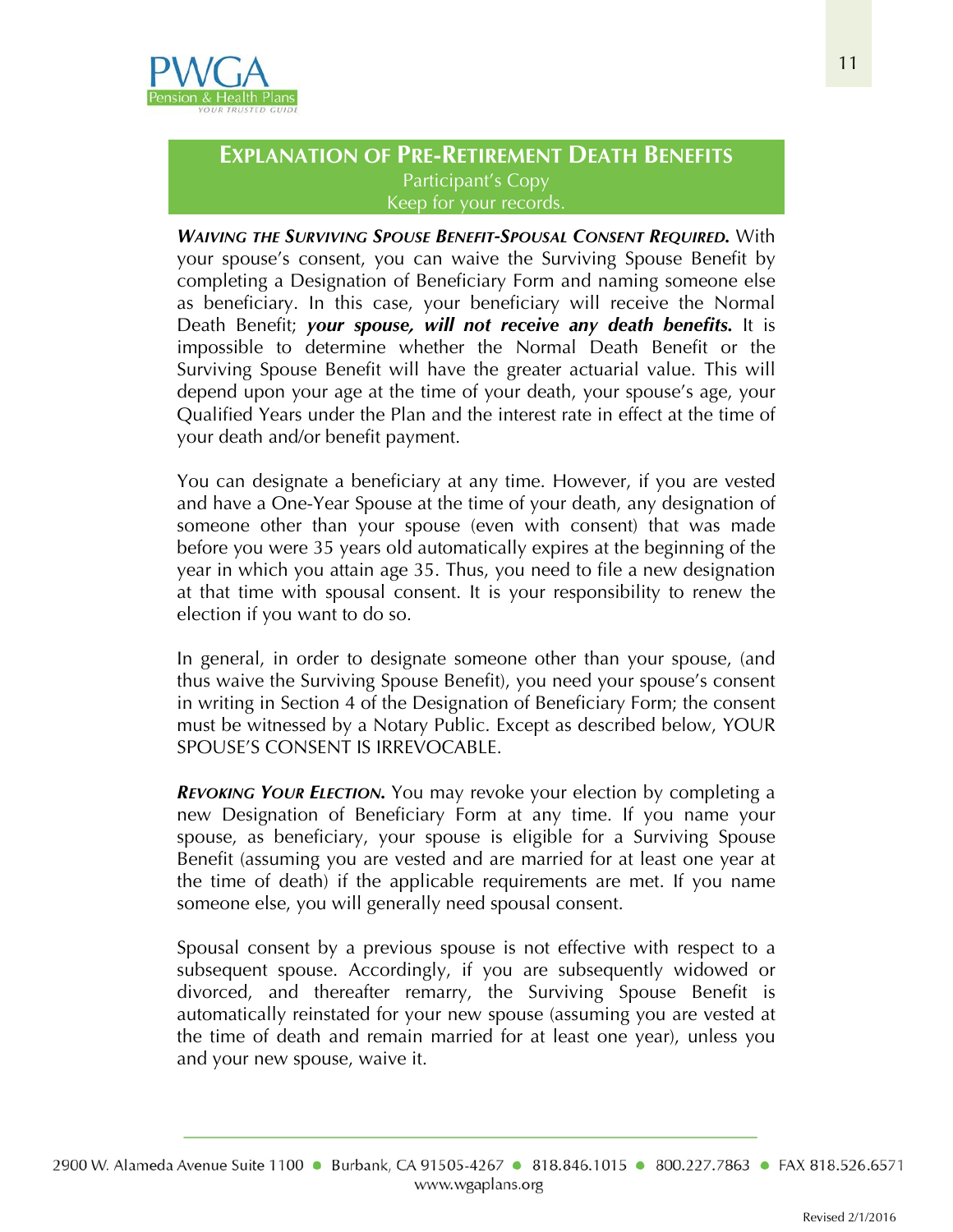## EXPLANATION OF PRE-RETIREMENT DEATH BENEFITS

Participant's Copy
Keep for your records.

***WAIVING THE SURVIVING SPOUSE BENEFIT-SPOUSAL CONSENT REQUIRED.*** With your spouse's consent, you can waive the Surviving Spouse Benefit by completing a Designation of Beneficiary Form and naming someone else as beneficiary. In this case, your beneficiary will receive the Normal Death Benefit; ***your spouse, will not receive any death benefits.*** It is impossible to determine whether the Normal Death Benefit or the Surviving Spouse Benefit will have the greater actuarial value. This will depend upon your age at the time of your death, your spouse's age, your Qualified Years under the Plan and the interest rate in effect at the time of your death and/or benefit payment.

You can designate a beneficiary at any time. However, if you are vested and have a One-Year Spouse at the time of your death, any designation of someone other than your spouse (even with consent) that was made before you were 35 years old automatically expires at the beginning of the year in which you attain age 35. Thus, you need to file a new designation at that time with spousal consent. It is your responsibility to renew the election if you want to do so.

In general, in order to designate someone other than your spouse, (and thus waive the Surviving Spouse Benefit), you need your spouse's consent in writing in Section 4 of the Designation of Beneficiary Form; the consent must be witnessed by a Notary Public. Except as described below, YOUR SPOUSE'S CONSENT IS IRREVOCABLE.

***REVOKING YOUR ELECTION.*** You may revoke your election by completing a new Designation of Beneficiary Form at any time. If you name your spouse, as beneficiary, your spouse is eligible for a Surviving Spouse Benefit (assuming you are vested and are married for at least one year at the time of death) if the applicable requirements are met. If you name someone else, you will generally need spousal consent.

Spousal consent by a previous spouse is not effective with respect to a subsequent spouse. Accordingly, if you are subsequently widowed or divorced, and thereafter remarry, the Surviving Spouse Benefit is automatically reinstated for your new spouse (assuming you are vested at the time of death and remain married for at least one year), unless you and your new spouse, waive it.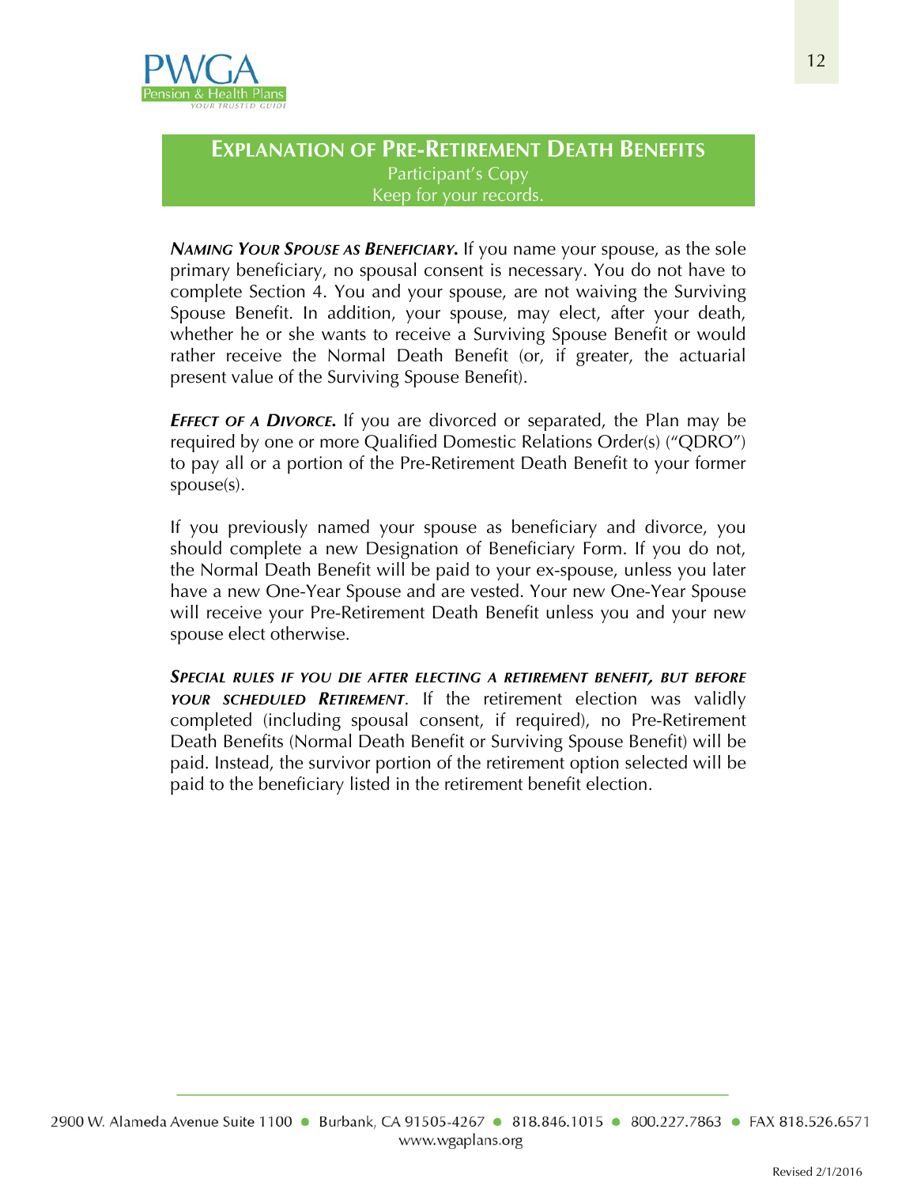## Explanation of Pre-Retirement Death Benefits

Participant's Copy
Keep for your records.

***Naming Your Spouse as Beneficiary.*** If you name your spouse, as the sole primary beneficiary, no spousal consent is necessary. You do not have to complete Section 4. You and your spouse, are not waiving the Surviving Spouse Benefit. In addition, your spouse, may elect, after your death, whether he or she wants to receive a Surviving Spouse Benefit or would rather receive the Normal Death Benefit (or, if greater, the actuarial present value of the Surviving Spouse Benefit).

***Effect of a Divorce.*** If you are divorced or separated, the Plan may be required by one or more Qualified Domestic Relations Order(s) ("QDRO") to pay all or a portion of the Pre-Retirement Death Benefit to your former spouse(s).

If you previously named your spouse as beneficiary and divorce, you should complete a new Designation of Beneficiary Form. If you do not, the Normal Death Benefit will be paid to your ex-spouse, unless you later have a new One-Year Spouse and are vested. Your new One-Year Spouse will receive your Pre-Retirement Death Benefit unless you and your new spouse elect otherwise.

***Special rules if you die after electing a retirement benefit, but before your scheduled Retirement.*** If the retirement election was validly completed (including spousal consent, if required), no Pre-Retirement Death Benefits (Normal Death Benefit or Surviving Spouse Benefit) will be paid. Instead, the survivor portion of the retirement option selected will be paid to the beneficiary listed in the retirement benefit election.